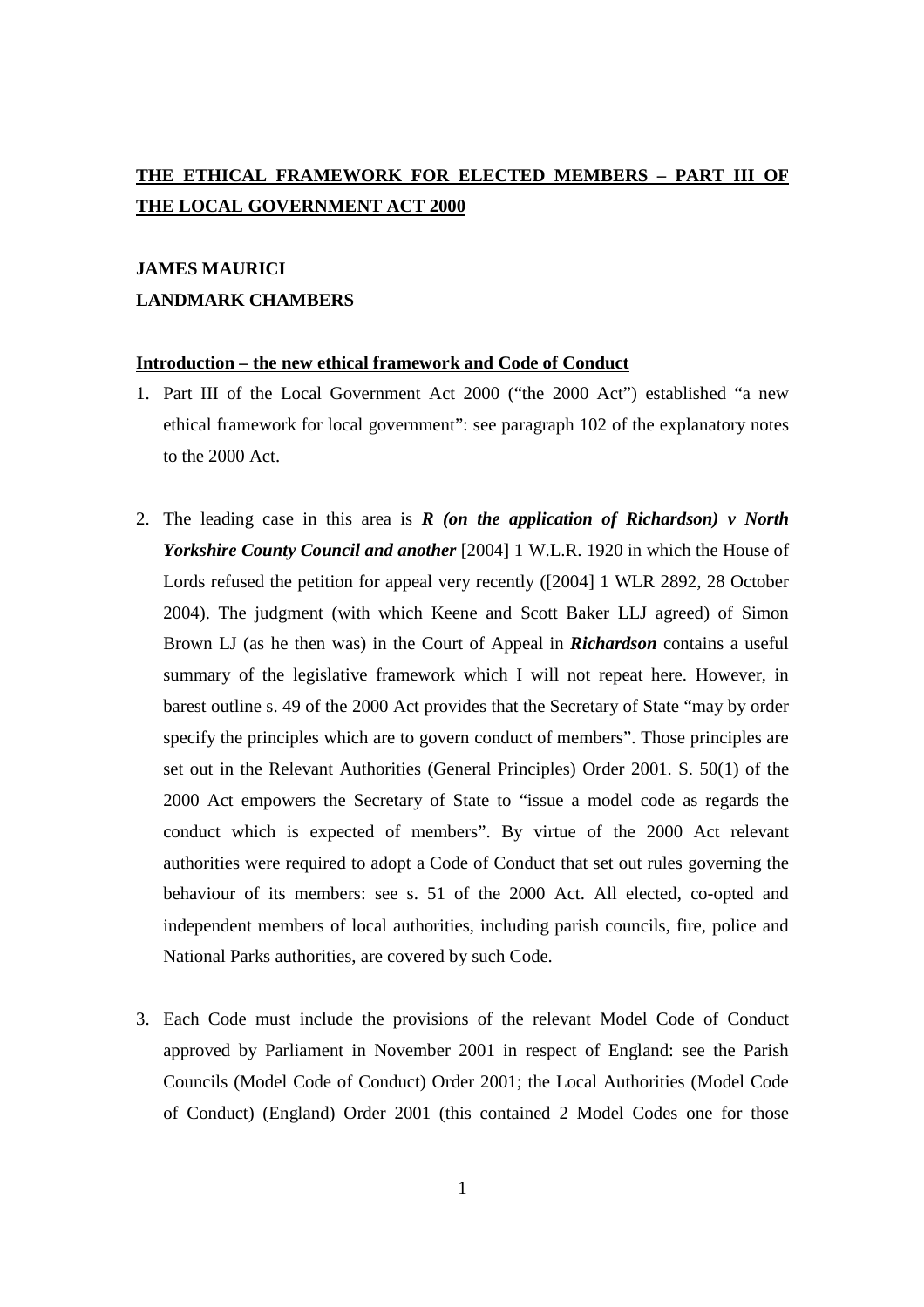# THE ETHICAL FRAMEWORK FOR ELECTED MEMBERS – PART III OF THE LOCAL GOVERNMENT ACT 2000

**JAMES MAURICI**
**LANDMARK CHAMBERS**

## Introduction – the new ethical framework and Code of Conduct

1. Part III of the Local Government Act 2000 ("the 2000 Act") established "a new ethical framework for local government": see paragraph 102 of the explanatory notes to the 2000 Act.

2. The leading case in this area is ***R (on the application of Richardson) v North Yorkshire County Council and another*** [2004] 1 W.L.R. 1920 in which the House of Lords refused the petition for appeal very recently ([2004] 1 WLR 2892, 28 October 2004). The judgment (with which Keene and Scott Baker LLJ agreed) of Simon Brown LJ (as he then was) in the Court of Appeal in ***Richardson*** contains a useful summary of the legislative framework which I will not repeat here. However, in barest outline s. 49 of the 2000 Act provides that the Secretary of State "may by order specify the principles which are to govern conduct of members". Those principles are set out in the Relevant Authorities (General Principles) Order 2001. S. 50(1) of the 2000 Act empowers the Secretary of State to "issue a model code as regards the conduct which is expected of members". By virtue of the 2000 Act relevant authorities were required to adopt a Code of Conduct that set out rules governing the behaviour of its members: see s. 51 of the 2000 Act. All elected, co-opted and independent members of local authorities, including parish councils, fire, police and National Parks authorities, are covered by such Code.

3. Each Code must include the provisions of the relevant Model Code of Conduct approved by Parliament in November 2001 in respect of England: see the Parish Councils (Model Code of Conduct) Order 2001; the Local Authorities (Model Code of Conduct) (England) Order 2001 (this contained 2 Model Codes one for those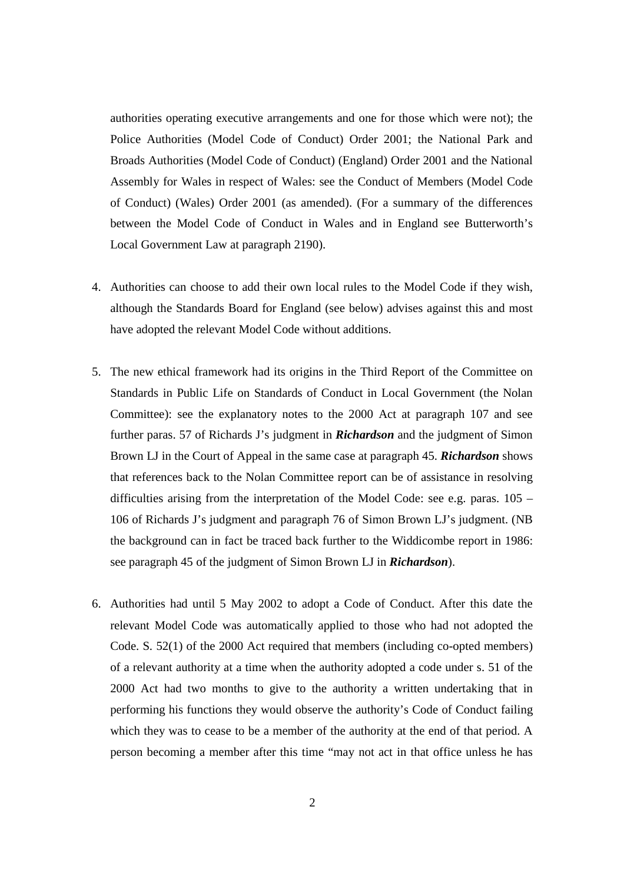authorities operating executive arrangements and one for those which were not); the Police Authorities (Model Code of Conduct) Order 2001; the National Park and Broads Authorities (Model Code of Conduct) (England) Order 2001 and the National Assembly for Wales in respect of Wales: see the Conduct of Members (Model Code of Conduct) (Wales) Order 2001 (as amended). (For a summary of the differences between the Model Code of Conduct in Wales and in England see Butterworth's Local Government Law at paragraph 2190).

4. Authorities can choose to add their own local rules to the Model Code if they wish, although the Standards Board for England (see below) advises against this and most have adopted the relevant Model Code without additions.

5. The new ethical framework had its origins in the Third Report of the Committee on Standards in Public Life on Standards of Conduct in Local Government (the Nolan Committee): see the explanatory notes to the 2000 Act at paragraph 107 and see further paras. 57 of Richards J's judgment in ***Richardson*** and the judgment of Simon Brown LJ in the Court of Appeal in the same case at paragraph 45. ***Richardson*** shows that references back to the Nolan Committee report can be of assistance in resolving difficulties arising from the interpretation of the Model Code: see e.g. paras. 105 – 106 of Richards J's judgment and paragraph 76 of Simon Brown LJ's judgment. (NB the background can in fact be traced back further to the Widdicombe report in 1986: see paragraph 45 of the judgment of Simon Brown LJ in ***Richardson***).

6. Authorities had until 5 May 2002 to adopt a Code of Conduct. After this date the relevant Model Code was automatically applied to those who had not adopted the Code. S. 52(1) of the 2000 Act required that members (including co-opted members) of a relevant authority at a time when the authority adopted a code under s. 51 of the 2000 Act had two months to give to the authority a written undertaking that in performing his functions they would observe the authority's Code of Conduct failing which they was to cease to be a member of the authority at the end of that period. A person becoming a member after this time "may not act in that office unless he has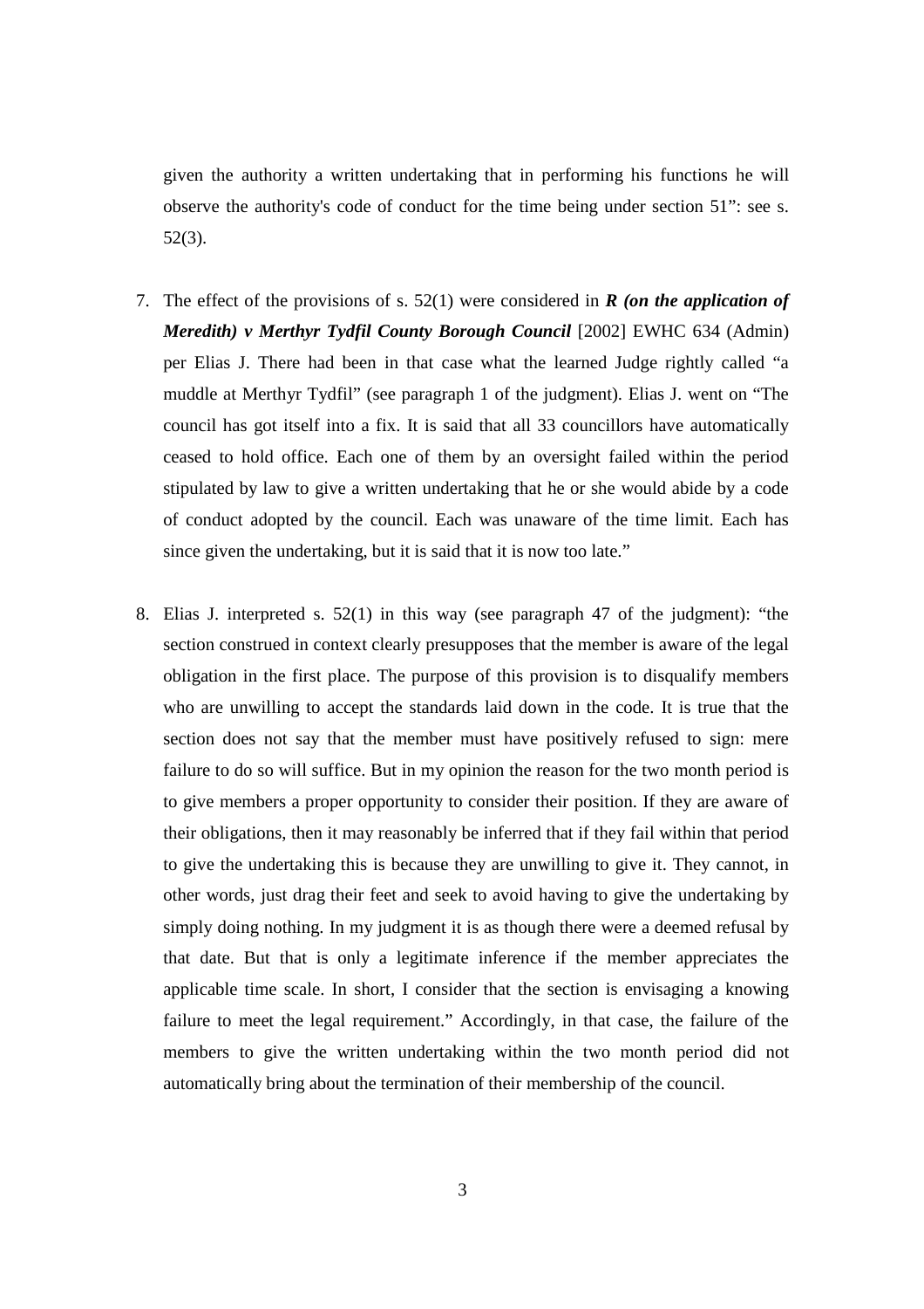given the authority a written undertaking that in performing his functions he will observe the authority's code of conduct for the time being under section 51": see s. 52(3).

7. The effect of the provisions of s. 52(1) were considered in ***R (on the application of Meredith) v Merthyr Tydfil County Borough Council*** [2002] EWHC 634 (Admin) per Elias J. There had been in that case what the learned Judge rightly called "a muddle at Merthyr Tydfil" (see paragraph 1 of the judgment). Elias J. went on "The council has got itself into a fix. It is said that all 33 councillors have automatically ceased to hold office. Each one of them by an oversight failed within the period stipulated by law to give a written undertaking that he or she would abide by a code of conduct adopted by the council. Each was unaware of the time limit. Each has since given the undertaking, but it is said that it is now too late."

8. Elias J. interpreted s. 52(1) in this way (see paragraph 47 of the judgment): "the section construed in context clearly presupposes that the member is aware of the legal obligation in the first place. The purpose of this provision is to disqualify members who are unwilling to accept the standards laid down in the code. It is true that the section does not say that the member must have positively refused to sign: mere failure to do so will suffice. But in my opinion the reason for the two month period is to give members a proper opportunity to consider their position. If they are aware of their obligations, then it may reasonably be inferred that if they fail within that period to give the undertaking this is because they are unwilling to give it. They cannot, in other words, just drag their feet and seek to avoid having to give the undertaking by simply doing nothing. In my judgment it is as though there were a deemed refusal by that date. But that is only a legitimate inference if the member appreciates the applicable time scale. In short, I consider that the section is envisaging a knowing failure to meet the legal requirement." Accordingly, in that case, the failure of the members to give the written undertaking within the two month period did not automatically bring about the termination of their membership of the council.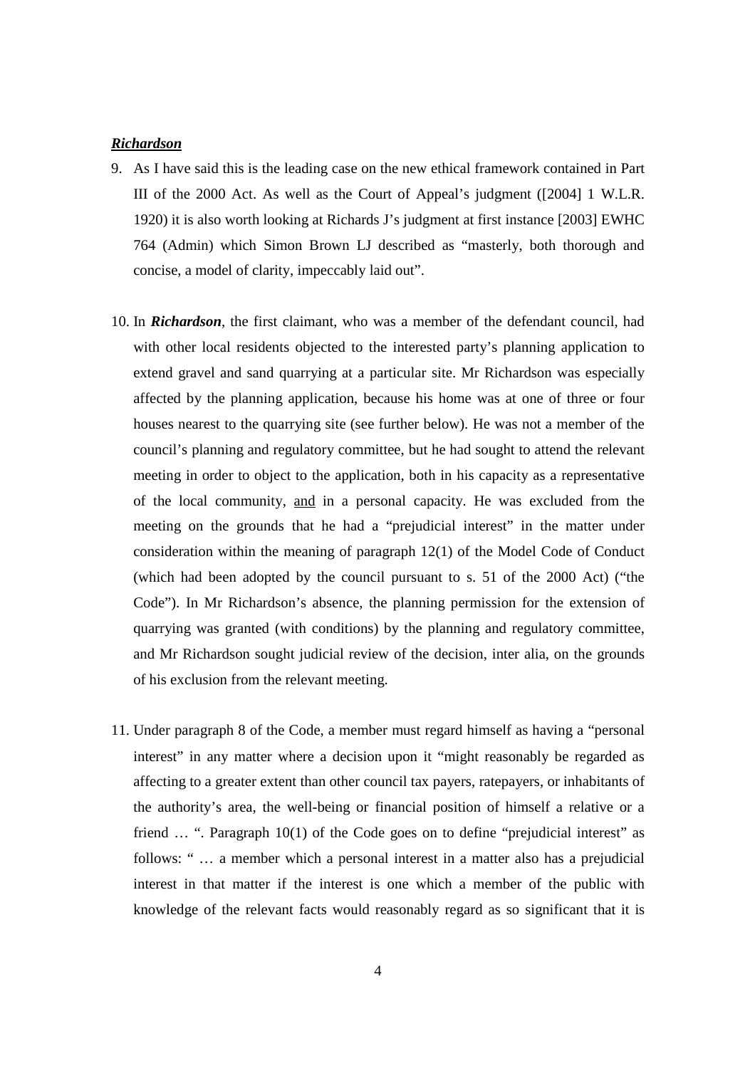***Richardson***

9. As I have said this is the leading case on the new ethical framework contained in Part III of the 2000 Act. As well as the Court of Appeal's judgment ([2004] 1 W.L.R. 1920) it is also worth looking at Richards J's judgment at first instance [2003] EWHC 764 (Admin) which Simon Brown LJ described as "masterly, both thorough and concise, a model of clarity, impeccably laid out".

10. In ***Richardson***, the first claimant, who was a member of the defendant council, had with other local residents objected to the interested party's planning application to extend gravel and sand quarrying at a particular site. Mr Richardson was especially affected by the planning application, because his home was at one of three or four houses nearest to the quarrying site (see further below). He was not a member of the council's planning and regulatory committee, but he had sought to attend the relevant meeting in order to object to the application, both in his capacity as a representative of the local community, <u>and</u> in a personal capacity. He was excluded from the meeting on the grounds that he had a "prejudicial interest" in the matter under consideration within the meaning of paragraph 12(1) of the Model Code of Conduct (which had been adopted by the council pursuant to s. 51 of the 2000 Act) ("the Code"). In Mr Richardson's absence, the planning permission for the extension of quarrying was granted (with conditions) by the planning and regulatory committee, and Mr Richardson sought judicial review of the decision, inter alia, on the grounds of his exclusion from the relevant meeting.

11. Under paragraph 8 of the Code, a member must regard himself as having a "personal interest" in any matter where a decision upon it "might reasonably be regarded as affecting to a greater extent than other council tax payers, ratepayers, or inhabitants of the authority's area, the well-being or financial position of himself a relative or a friend … ". Paragraph 10(1) of the Code goes on to define "prejudicial interest" as follows: " … a member which a personal interest in a matter also has a prejudicial interest in that matter if the interest is one which a member of the public with knowledge of the relevant facts would reasonably regard as so significant that it is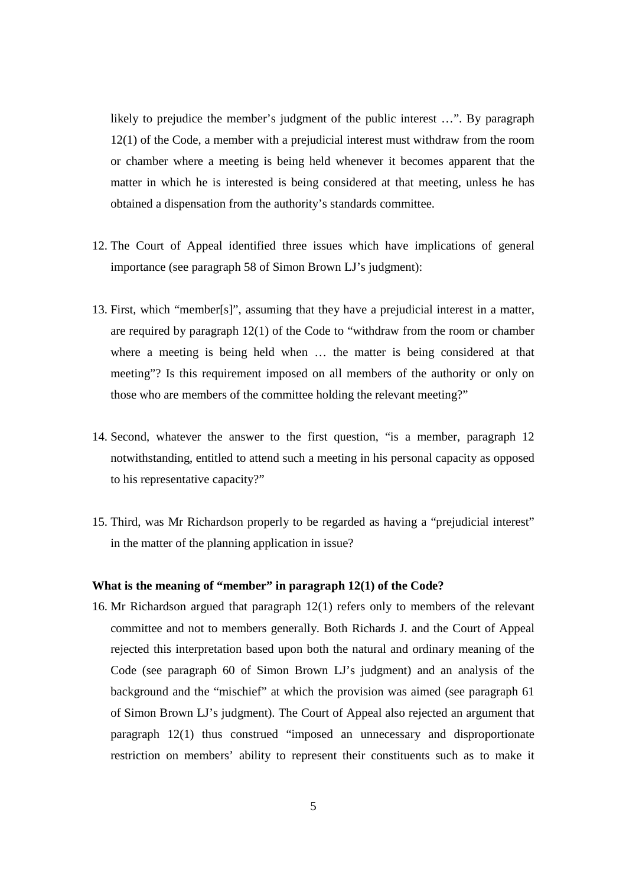likely to prejudice the member's judgment of the public interest …". By paragraph 12(1) of the Code, a member with a prejudicial interest must withdraw from the room or chamber where a meeting is being held whenever it becomes apparent that the matter in which he is interested is being considered at that meeting, unless he has obtained a dispensation from the authority's standards committee.

12. The Court of Appeal identified three issues which have implications of general importance (see paragraph 58 of Simon Brown LJ's judgment):

13. First, which "member[s]", assuming that they have a prejudicial interest in a matter, are required by paragraph 12(1) of the Code to "withdraw from the room or chamber where a meeting is being held when … the matter is being considered at that meeting"? Is this requirement imposed on all members of the authority or only on those who are members of the committee holding the relevant meeting?"

14. Second, whatever the answer to the first question, "is a member, paragraph 12 notwithstanding, entitled to attend such a meeting in his personal capacity as opposed to his representative capacity?"

15. Third, was Mr Richardson properly to be regarded as having a "prejudicial interest" in the matter of the planning application in issue?

**What is the meaning of "member" in paragraph 12(1) of the Code?**

16. Mr Richardson argued that paragraph 12(1) refers only to members of the relevant committee and not to members generally. Both Richards J. and the Court of Appeal rejected this interpretation based upon both the natural and ordinary meaning of the Code (see paragraph 60 of Simon Brown LJ's judgment) and an analysis of the background and the "mischief" at which the provision was aimed (see paragraph 61 of Simon Brown LJ's judgment). The Court of Appeal also rejected an argument that paragraph 12(1) thus construed "imposed an unnecessary and disproportionate restriction on members' ability to represent their constituents such as to make it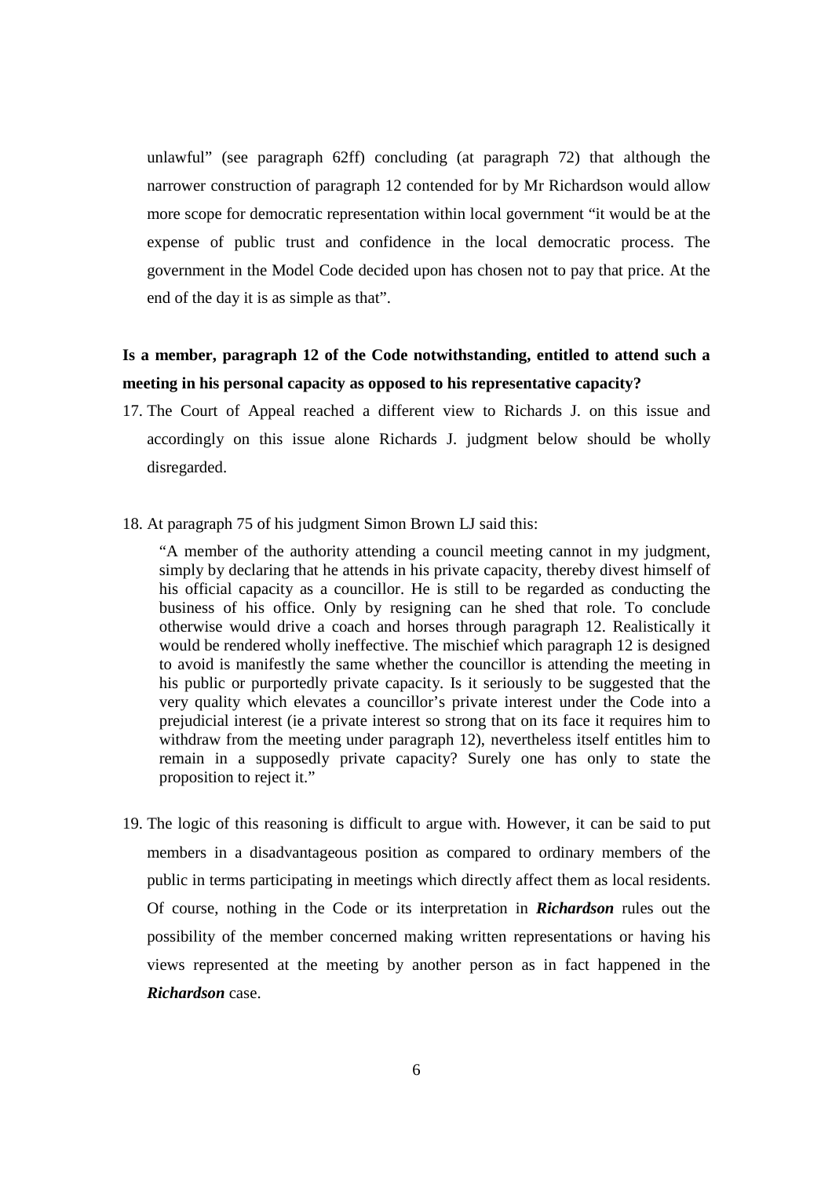unlawful" (see paragraph 62ff) concluding (at paragraph 72) that although the narrower construction of paragraph 12 contended for by Mr Richardson would allow more scope for democratic representation within local government "it would be at the expense of public trust and confidence in the local democratic process. The government in the Model Code decided upon has chosen not to pay that price. At the end of the day it is as simple as that".

**Is a member, paragraph 12 of the Code notwithstanding, entitled to attend such a meeting in his personal capacity as opposed to his representative capacity?**

17. The Court of Appeal reached a different view to Richards J. on this issue and accordingly on this issue alone Richards J. judgment below should be wholly disregarded.

18. At paragraph 75 of his judgment Simon Brown LJ said this:

> "A member of the authority attending a council meeting cannot in my judgment, simply by declaring that he attends in his private capacity, thereby divest himself of his official capacity as a councillor. He is still to be regarded as conducting the business of his office. Only by resigning can he shed that role. To conclude otherwise would drive a coach and horses through paragraph 12. Realistically it would be rendered wholly ineffective. The mischief which paragraph 12 is designed to avoid is manifestly the same whether the councillor is attending the meeting in his public or purportedly private capacity. Is it seriously to be suggested that the very quality which elevates a councillor's private interest under the Code into a prejudicial interest (ie a private interest so strong that on its face it requires him to withdraw from the meeting under paragraph 12), nevertheless itself entitles him to remain in a supposedly private capacity? Surely one has only to state the proposition to reject it."

19. The logic of this reasoning is difficult to argue with. However, it can be said to put members in a disadvantageous position as compared to ordinary members of the public in terms participating in meetings which directly affect them as local residents. Of course, nothing in the Code or its interpretation in ***Richardson*** rules out the possibility of the member concerned making written representations or having his views represented at the meeting by another person as in fact happened in the ***Richardson*** case.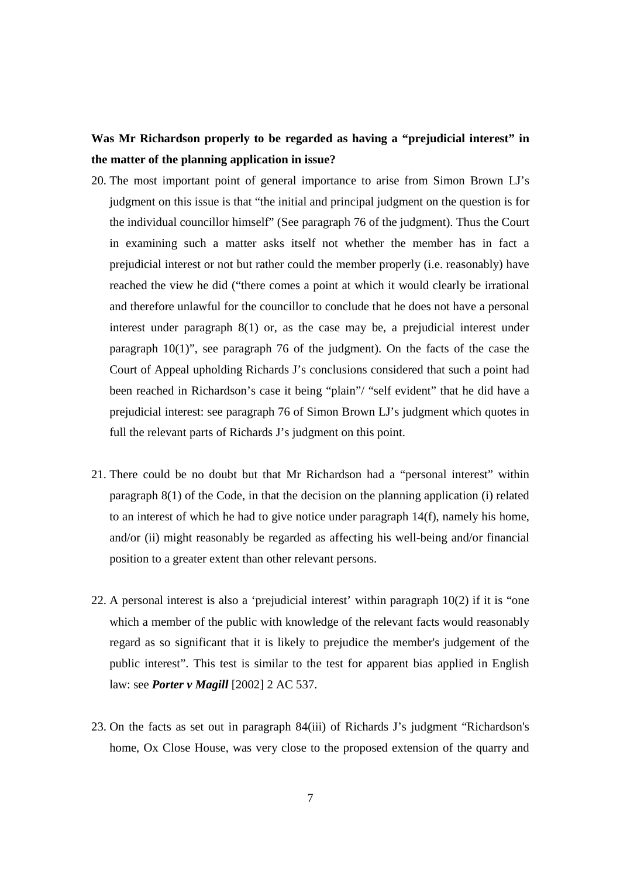**Was Mr Richardson properly to be regarded as having a "prejudicial interest" in the matter of the planning application in issue?**

20. The most important point of general importance to arise from Simon Brown LJ's judgment on this issue is that "the initial and principal judgment on the question is for the individual councillor himself" (See paragraph 76 of the judgment). Thus the Court in examining such a matter asks itself not whether the member has in fact a prejudicial interest or not but rather could the member properly (i.e. reasonably) have reached the view he did ("there comes a point at which it would clearly be irrational and therefore unlawful for the councillor to conclude that he does not have a personal interest under paragraph 8(1) or, as the case may be, a prejudicial interest under paragraph 10(1)", see paragraph 76 of the judgment). On the facts of the case the Court of Appeal upholding Richards J's conclusions considered that such a point had been reached in Richardson's case it being "plain"/ "self evident" that he did have a prejudicial interest: see paragraph 76 of Simon Brown LJ's judgment which quotes in full the relevant parts of Richards J's judgment on this point.

21. There could be no doubt but that Mr Richardson had a "personal interest" within paragraph 8(1) of the Code, in that the decision on the planning application (i) related to an interest of which he had to give notice under paragraph 14(f), namely his home, and/or (ii) might reasonably be regarded as affecting his well-being and/or financial position to a greater extent than other relevant persons.

22. A personal interest is also a 'prejudicial interest' within paragraph 10(2) if it is "one which a member of the public with knowledge of the relevant facts would reasonably regard as so significant that it is likely to prejudice the member's judgement of the public interest". This test is similar to the test for apparent bias applied in English law: see ***Porter v Magill*** [2002] 2 AC 537.

23. On the facts as set out in paragraph 84(iii) of Richards J's judgment "Richardson's home, Ox Close House, was very close to the proposed extension of the quarry and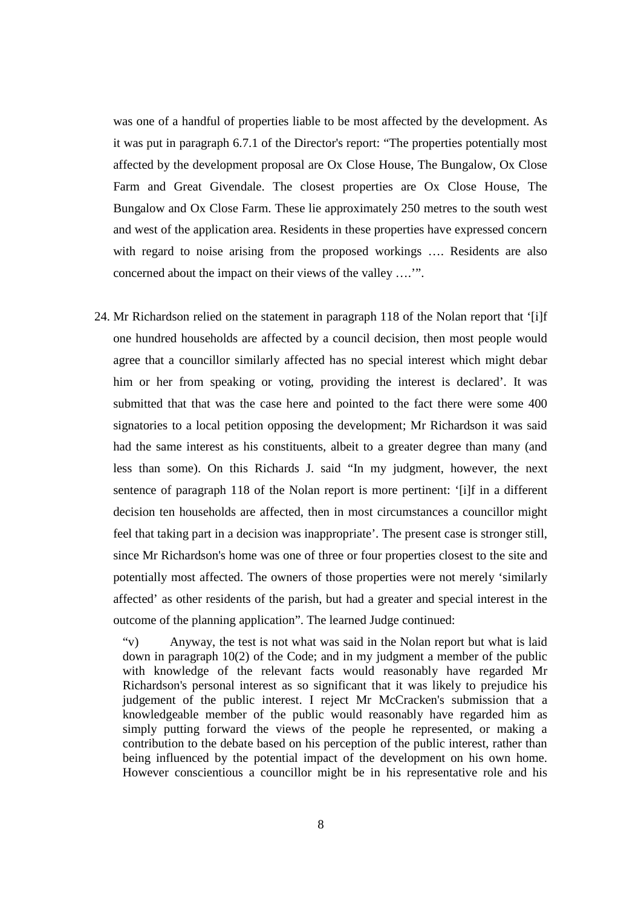was one of a handful of properties liable to be most affected by the development. As it was put in paragraph 6.7.1 of the Director's report: "The properties potentially most affected by the development proposal are Ox Close House, The Bungalow, Ox Close Farm and Great Givendale. The closest properties are Ox Close House, The Bungalow and Ox Close Farm. These lie approximately 250 metres to the south west and west of the application area. Residents in these properties have expressed concern with regard to noise arising from the proposed workings …. Residents are also concerned about the impact on their views of the valley ….'".

24. Mr Richardson relied on the statement in paragraph 118 of the Nolan report that '[i]f one hundred households are affected by a council decision, then most people would agree that a councillor similarly affected has no special interest which might debar him or her from speaking or voting, providing the interest is declared'. It was submitted that that was the case here and pointed to the fact there were some 400 signatories to a local petition opposing the development; Mr Richardson it was said had the same interest as his constituents, albeit to a greater degree than many (and less than some). On this Richards J. said "In my judgment, however, the next sentence of paragraph 118 of the Nolan report is more pertinent: '[i]f in a different decision ten households are affected, then in most circumstances a councillor might feel that taking part in a decision was inappropriate'. The present case is stronger still, since Mr Richardson's home was one of three or four properties closest to the site and potentially most affected. The owners of those properties were not merely 'similarly affected' as other residents of the parish, but had a greater and special interest in the outcome of the planning application". The learned Judge continued:

> "v) Anyway, the test is not what was said in the Nolan report but what is laid down in paragraph 10(2) of the Code; and in my judgment a member of the public with knowledge of the relevant facts would reasonably have regarded Mr Richardson's personal interest as so significant that it was likely to prejudice his judgement of the public interest. I reject Mr McCracken's submission that a knowledgeable member of the public would reasonably have regarded him as simply putting forward the views of the people he represented, or making a contribution to the debate based on his perception of the public interest, rather than being influenced by the potential impact of the development on his own home. However conscientious a councillor might be in his representative role and his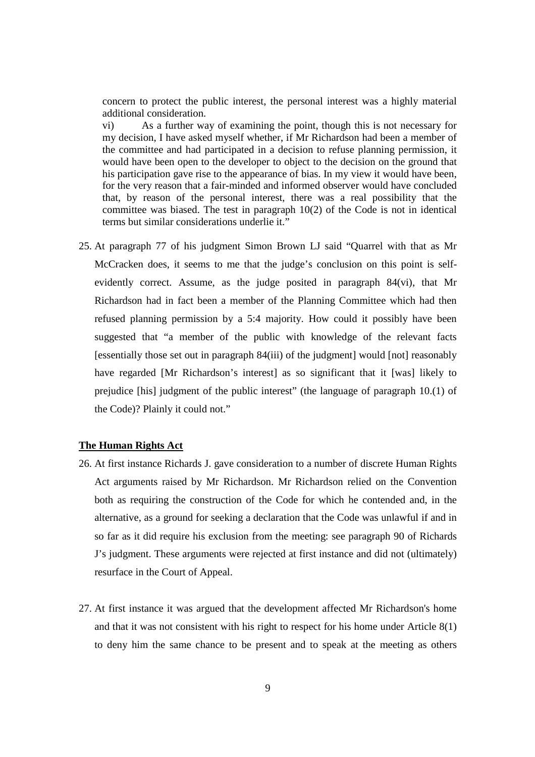> concern to protect the public interest, the personal interest was a highly material additional consideration.
>
> vi) As a further way of examining the point, though this is not necessary for my decision, I have asked myself whether, if Mr Richardson had been a member of the committee and had participated in a decision to refuse planning permission, it would have been open to the developer to object to the decision on the ground that his participation gave rise to the appearance of bias. In my view it would have been, for the very reason that a fair-minded and informed observer would have concluded that, by reason of the personal interest, there was a real possibility that the committee was biased. The test in paragraph 10(2) of the Code is not in identical terms but similar considerations underlie it."

25. At paragraph 77 of his judgment Simon Brown LJ said "Quarrel with that as Mr McCracken does, it seems to me that the judge's conclusion on this point is self-evidently correct. Assume, as the judge posited in paragraph 84(vi), that Mr Richardson had in fact been a member of the Planning Committee which had then refused planning permission by a 5:4 majority. How could it possibly have been suggested that "a member of the public with knowledge of the relevant facts [essentially those set out in paragraph 84(iii) of the judgment] would [not] reasonably have regarded [Mr Richardson's interest] as so significant that it [was] likely to prejudice [his] judgment of the public interest" (the language of paragraph 10.(1) of the Code)? Plainly it could not."

**The Human Rights Act**

26. At first instance Richards J. gave consideration to a number of discrete Human Rights Act arguments raised by Mr Richardson. Mr Richardson relied on the Convention both as requiring the construction of the Code for which he contended and, in the alternative, as a ground for seeking a declaration that the Code was unlawful if and in so far as it did require his exclusion from the meeting: see paragraph 90 of Richards J's judgment. These arguments were rejected at first instance and did not (ultimately) resurface in the Court of Appeal.

27. At first instance it was argued that the development affected Mr Richardson's home and that it was not consistent with his right to respect for his home under Article 8(1) to deny him the same chance to be present and to speak at the meeting as others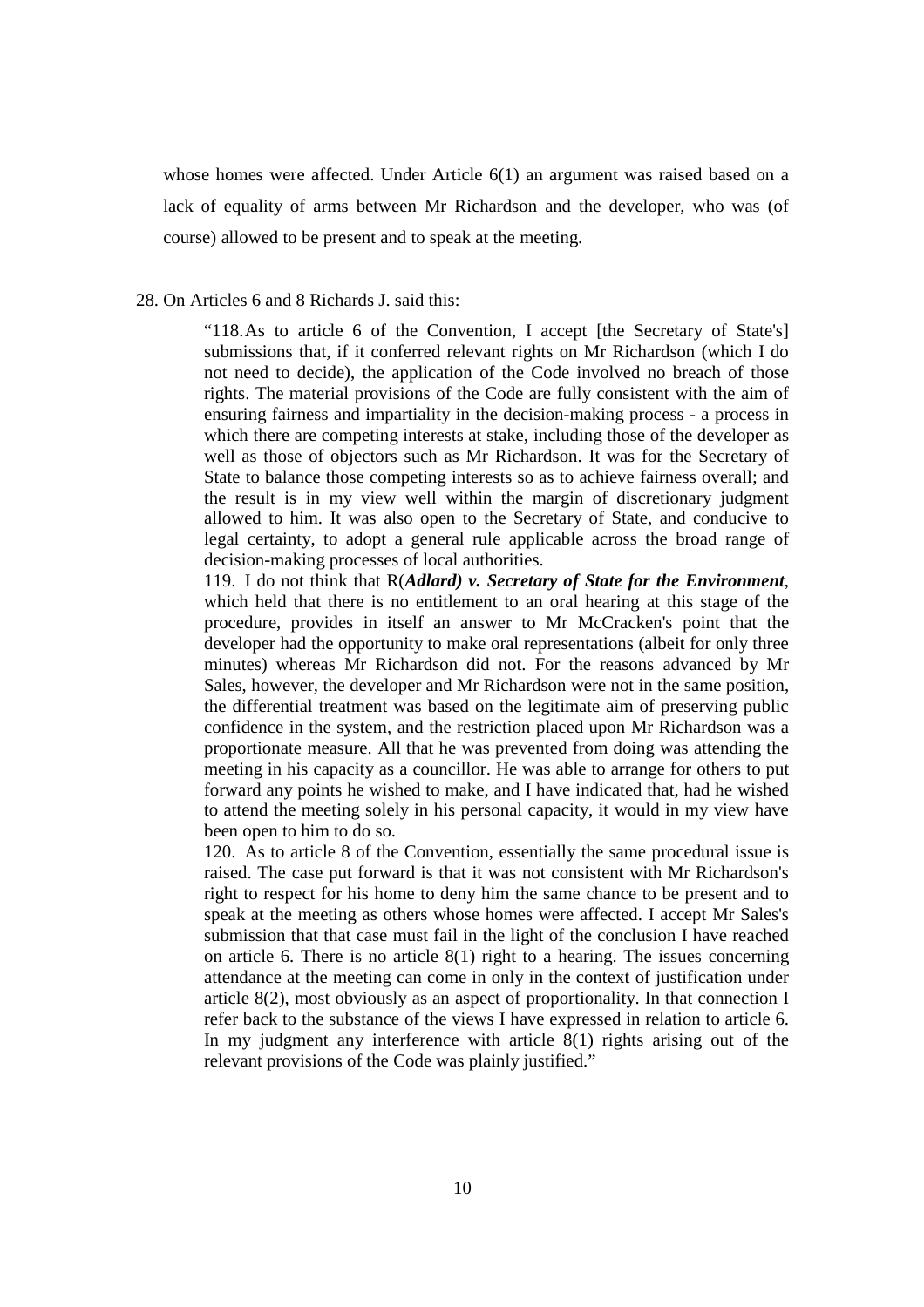whose homes were affected. Under Article 6(1) an argument was raised based on a lack of equality of arms between Mr Richardson and the developer, who was (of course) allowed to be present and to speak at the meeting.

28. On Articles 6 and 8 Richards J. said this:

> "118. As to article 6 of the Convention, I accept [the Secretary of State's] submissions that, if it conferred relevant rights on Mr Richardson (which I do not need to decide), the application of the Code involved no breach of those rights. The material provisions of the Code are fully consistent with the aim of ensuring fairness and impartiality in the decision-making process - a process in which there are competing interests at stake, including those of the developer as well as those of objectors such as Mr Richardson. It was for the Secretary of State to balance those competing interests so as to achieve fairness overall; and the result is in my view well within the margin of discretionary judgment allowed to him. It was also open to the Secretary of State, and conducive to legal certainty, to adopt a general rule applicable across the broad range of decision-making processes of local authorities.
>
> 119. I do not think that R(***Adlard) v. Secretary of State for the Environment***, which held that there is no entitlement to an oral hearing at this stage of the procedure, provides in itself an answer to Mr McCracken's point that the developer had the opportunity to make oral representations (albeit for only three minutes) whereas Mr Richardson did not. For the reasons advanced by Mr Sales, however, the developer and Mr Richardson were not in the same position, the differential treatment was based on the legitimate aim of preserving public confidence in the system, and the restriction placed upon Mr Richardson was a proportionate measure. All that he was prevented from doing was attending the meeting in his capacity as a councillor. He was able to arrange for others to put forward any points he wished to make, and I have indicated that, had he wished to attend the meeting solely in his personal capacity, it would in my view have been open to him to do so.
>
> 120. As to article 8 of the Convention, essentially the same procedural issue is raised. The case put forward is that it was not consistent with Mr Richardson's right to respect for his home to deny him the same chance to be present and to speak at the meeting as others whose homes were affected. I accept Mr Sales's submission that that case must fail in the light of the conclusion I have reached on article 6. There is no article 8(1) right to a hearing. The issues concerning attendance at the meeting can come in only in the context of justification under article 8(2), most obviously as an aspect of proportionality. In that connection I refer back to the substance of the views I have expressed in relation to article 6. In my judgment any interference with article 8(1) rights arising out of the relevant provisions of the Code was plainly justified."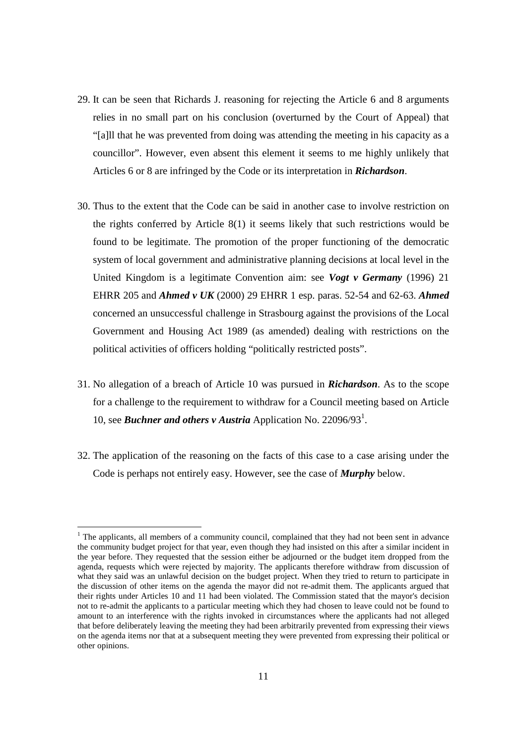29. It can be seen that Richards J. reasoning for rejecting the Article 6 and 8 arguments relies in no small part on his conclusion (overturned by the Court of Appeal) that "[a]ll that he was prevented from doing was attending the meeting in his capacity as a councillor". However, even absent this element it seems to me highly unlikely that Articles 6 or 8 are infringed by the Code or its interpretation in ***Richardson***.

30. Thus to the extent that the Code can be said in another case to involve restriction on the rights conferred by Article 8(1) it seems likely that such restrictions would be found to be legitimate. The promotion of the proper functioning of the democratic system of local government and administrative planning decisions at local level in the United Kingdom is a legitimate Convention aim: see ***Vogt v Germany*** (1996) 21 EHRR 205 and ***Ahmed v UK*** (2000) 29 EHRR 1 esp. paras. 52-54 and 62-63. ***Ahmed*** concerned an unsuccessful challenge in Strasbourg against the provisions of the Local Government and Housing Act 1989 (as amended) dealing with restrictions on the political activities of officers holding "politically restricted posts".

31. No allegation of a breach of Article 10 was pursued in ***Richardson***. As to the scope for a challenge to the requirement to withdraw for a Council meeting based on Article 10, see ***Buchner and others v Austria*** Application No. 22096/93[1].

32. The application of the reasoning on the facts of this case to a case arising under the Code is perhaps not entirely easy. However, see the case of ***Murphy*** below.

---

[1] The applicants, all members of a community council, complained that they had not been sent in advance the community budget project for that year, even though they had insisted on this after a similar incident in the year before. They requested that the session either be adjourned or the budget item dropped from the agenda, requests which were rejected by majority. The applicants therefore withdraw from discussion of what they said was an unlawful decision on the budget project. When they tried to return to participate in the discussion of other items on the agenda the mayor did not re-admit them. The applicants argued that their rights under Articles 10 and 11 had been violated. The Commission stated that the mayor's decision not to re-admit the applicants to a particular meeting which they had chosen to leave could not be found to amount to an interference with the rights invoked in circumstances where the applicants had not alleged that before deliberately leaving the meeting they had been arbitrarily prevented from expressing their views on the agenda items nor that at a subsequent meeting they were prevented from expressing their political or other opinions.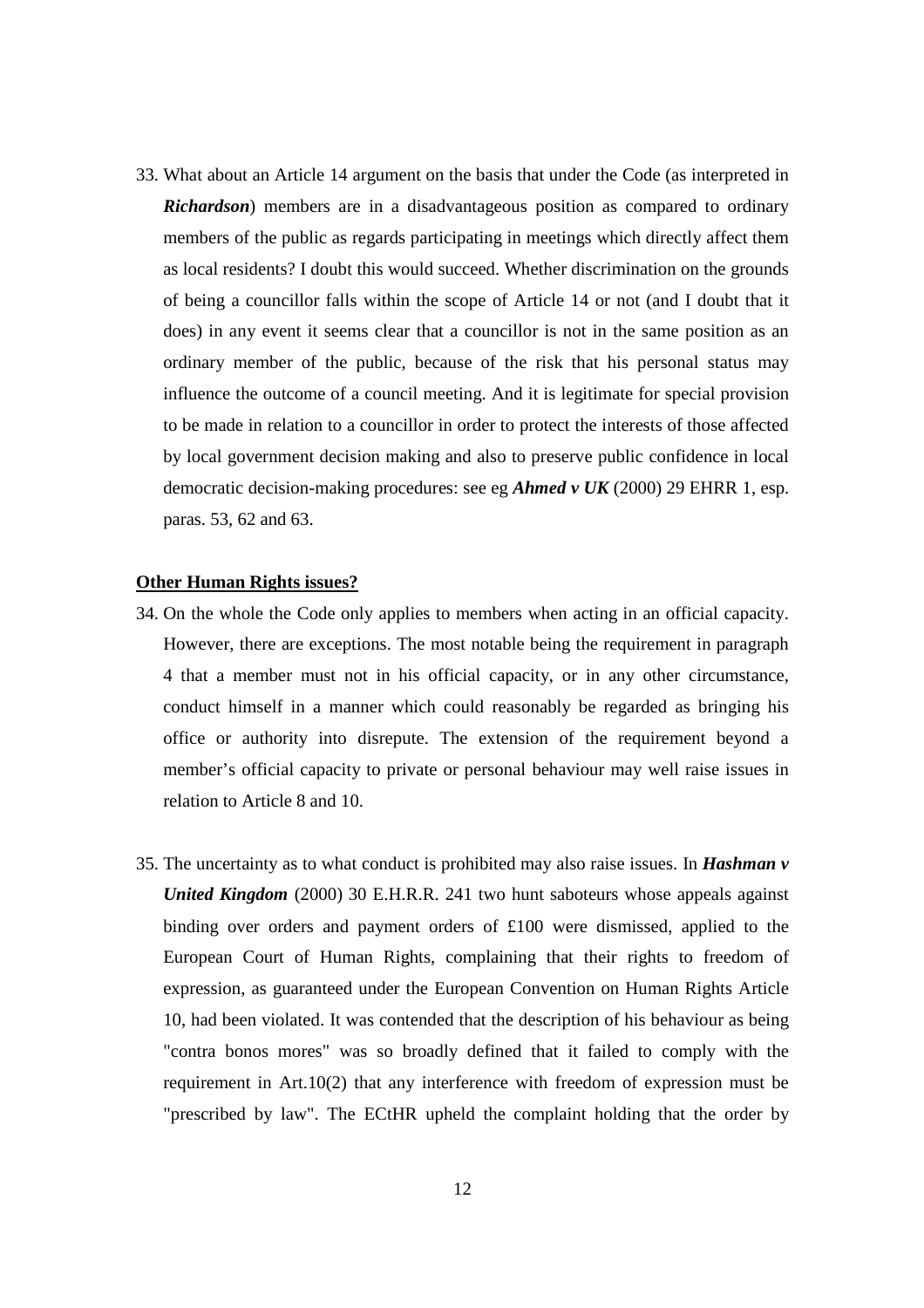33. What about an Article 14 argument on the basis that under the Code (as interpreted in ***Richardson***) members are in a disadvantageous position as compared to ordinary members of the public as regards participating in meetings which directly affect them as local residents? I doubt this would succeed. Whether discrimination on the grounds of being a councillor falls within the scope of Article 14 or not (and I doubt that it does) in any event it seems clear that a councillor is not in the same position as an ordinary member of the public, because of the risk that his personal status may influence the outcome of a council meeting. And it is legitimate for special provision to be made in relation to a councillor in order to protect the interests of those affected by local government decision making and also to preserve public confidence in local democratic decision-making procedures: see eg ***Ahmed v UK*** (2000) 29 EHRR 1, esp. paras. 53, 62 and 63.

**<u>Other Human Rights issues?</u>**

34. On the whole the Code only applies to members when acting in an official capacity. However, there are exceptions. The most notable being the requirement in paragraph 4 that a member must not in his official capacity, or in any other circumstance, conduct himself in a manner which could reasonably be regarded as bringing his office or authority into disrepute. The extension of the requirement beyond a member's official capacity to private or personal behaviour may well raise issues in relation to Article 8 and 10.

35. The uncertainty as to what conduct is prohibited may also raise issues. In ***Hashman v United Kingdom*** (2000) 30 E.H.R.R. 241 two hunt saboteurs whose appeals against binding over orders and payment orders of £100 were dismissed, applied to the European Court of Human Rights, complaining that their rights to freedom of expression, as guaranteed under the European Convention on Human Rights Article 10, had been violated. It was contended that the description of his behaviour as being "contra bonos mores" was so broadly defined that it failed to comply with the requirement in Art.10(2) that any interference with freedom of expression must be "prescribed by law". The ECtHR upheld the complaint holding that the order by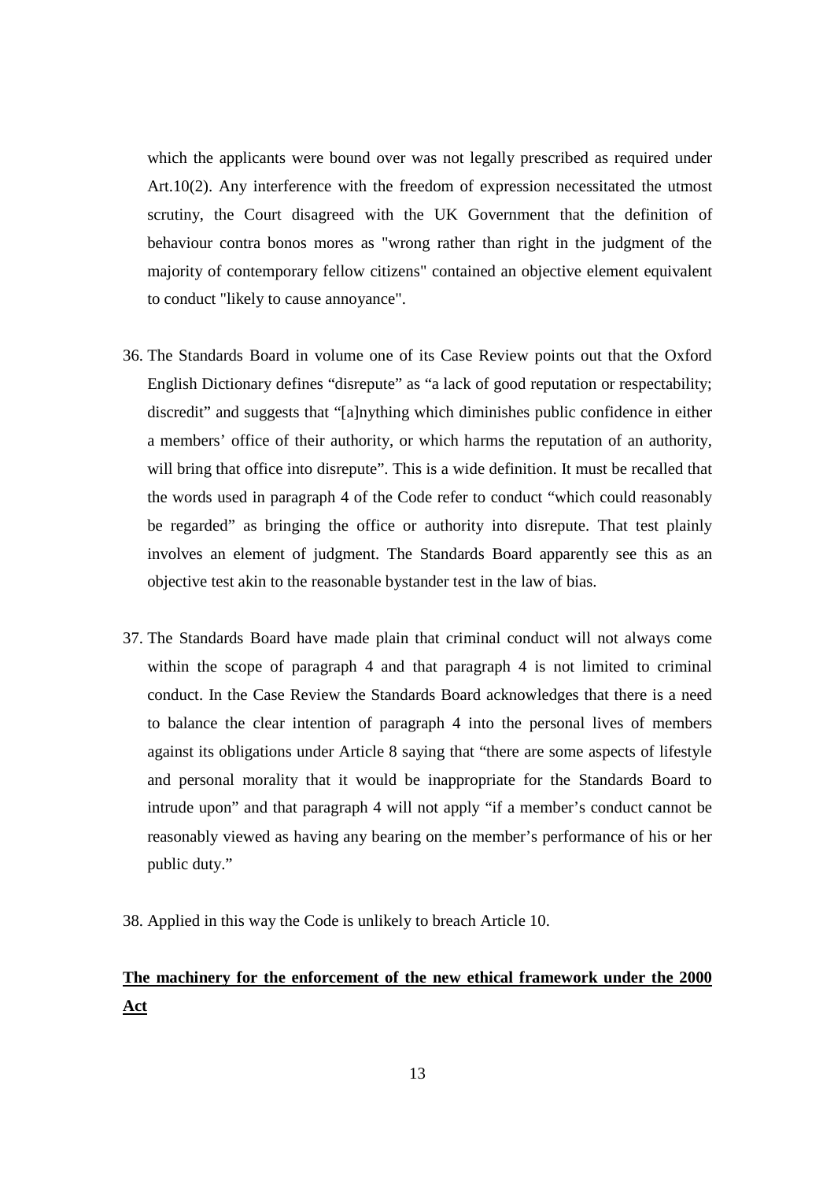which the applicants were bound over was not legally prescribed as required under Art.10(2). Any interference with the freedom of expression necessitated the utmost scrutiny, the Court disagreed with the UK Government that the definition of behaviour contra bonos mores as "wrong rather than right in the judgment of the majority of contemporary fellow citizens" contained an objective element equivalent to conduct "likely to cause annoyance".

36. The Standards Board in volume one of its Case Review points out that the Oxford English Dictionary defines "disrepute" as "a lack of good reputation or respectability; discredit" and suggests that "[a]nything which diminishes public confidence in either a members' office of their authority, or which harms the reputation of an authority, will bring that office into disrepute". This is a wide definition. It must be recalled that the words used in paragraph 4 of the Code refer to conduct "which could reasonably be regarded" as bringing the office or authority into disrepute. That test plainly involves an element of judgment. The Standards Board apparently see this as an objective test akin to the reasonable bystander test in the law of bias.

37. The Standards Board have made plain that criminal conduct will not always come within the scope of paragraph 4 and that paragraph 4 is not limited to criminal conduct. In the Case Review the Standards Board acknowledges that there is a need to balance the clear intention of paragraph 4 into the personal lives of members against its obligations under Article 8 saying that "there are some aspects of lifestyle and personal morality that it would be inappropriate for the Standards Board to intrude upon" and that paragraph 4 will not apply "if a member's conduct cannot be reasonably viewed as having any bearing on the member's performance of his or her public duty."

38. Applied in this way the Code is unlikely to breach Article 10.

**<u>The machinery for the enforcement of the new ethical framework under the 2000 Act</u>**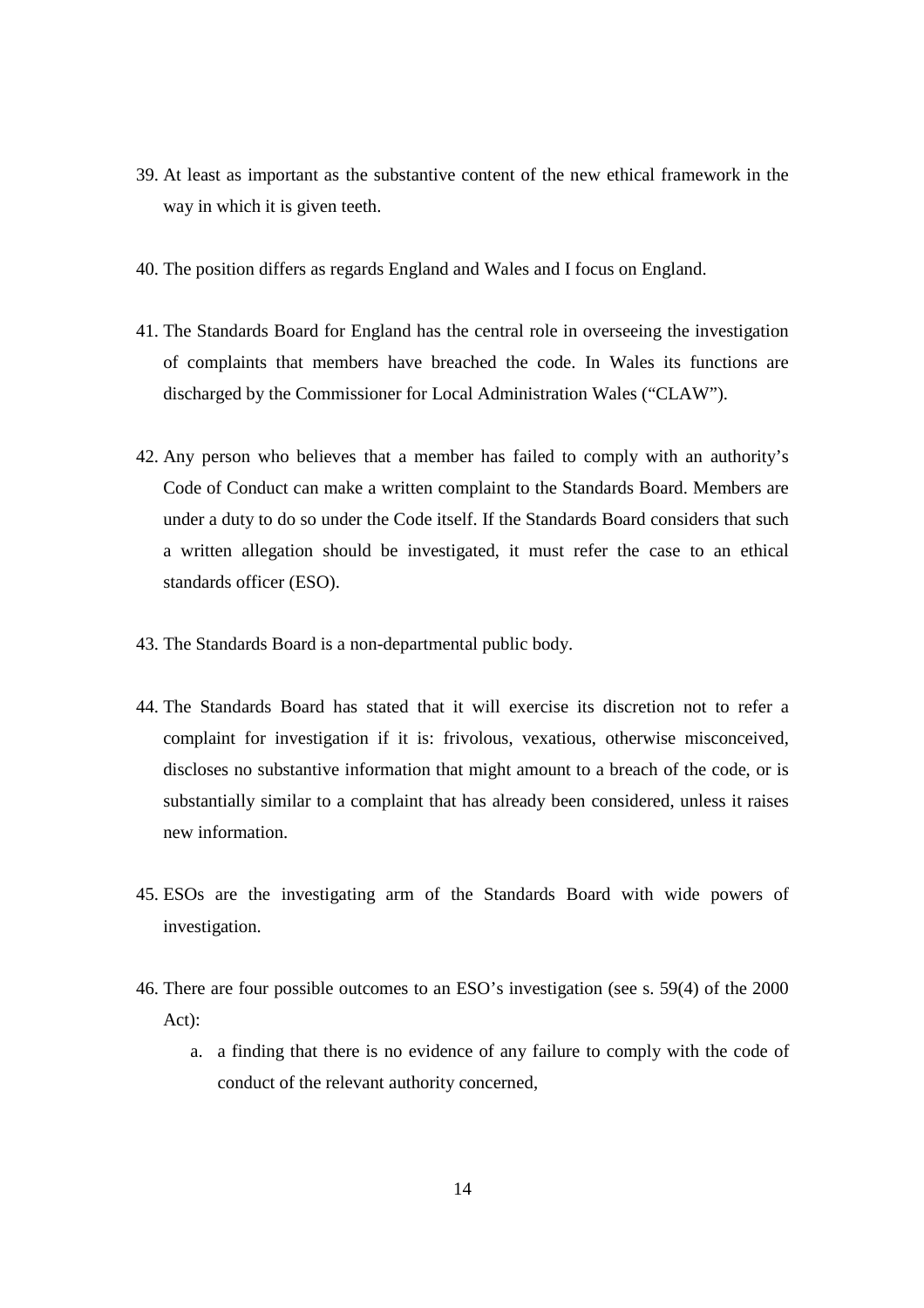39. At least as important as the substantive content of the new ethical framework in the way in which it is given teeth.

40. The position differs as regards England and Wales and I focus on England.

41. The Standards Board for England has the central role in overseeing the investigation of complaints that members have breached the code. In Wales its functions are discharged by the Commissioner for Local Administration Wales ("CLAW").

42. Any person who believes that a member has failed to comply with an authority's Code of Conduct can make a written complaint to the Standards Board. Members are under a duty to do so under the Code itself. If the Standards Board considers that such a written allegation should be investigated, it must refer the case to an ethical standards officer (ESO).

43. The Standards Board is a non-departmental public body.

44. The Standards Board has stated that it will exercise its discretion not to refer a complaint for investigation if it is: frivolous, vexatious, otherwise misconceived, discloses no substantive information that might amount to a breach of the code, or is substantially similar to a complaint that has already been considered, unless it raises new information.

45. ESOs are the investigating arm of the Standards Board with wide powers of investigation.

46. There are four possible outcomes to an ESO's investigation (see s. 59(4) of the 2000 Act):
    a. a finding that there is no evidence of any failure to comply with the code of conduct of the relevant authority concerned,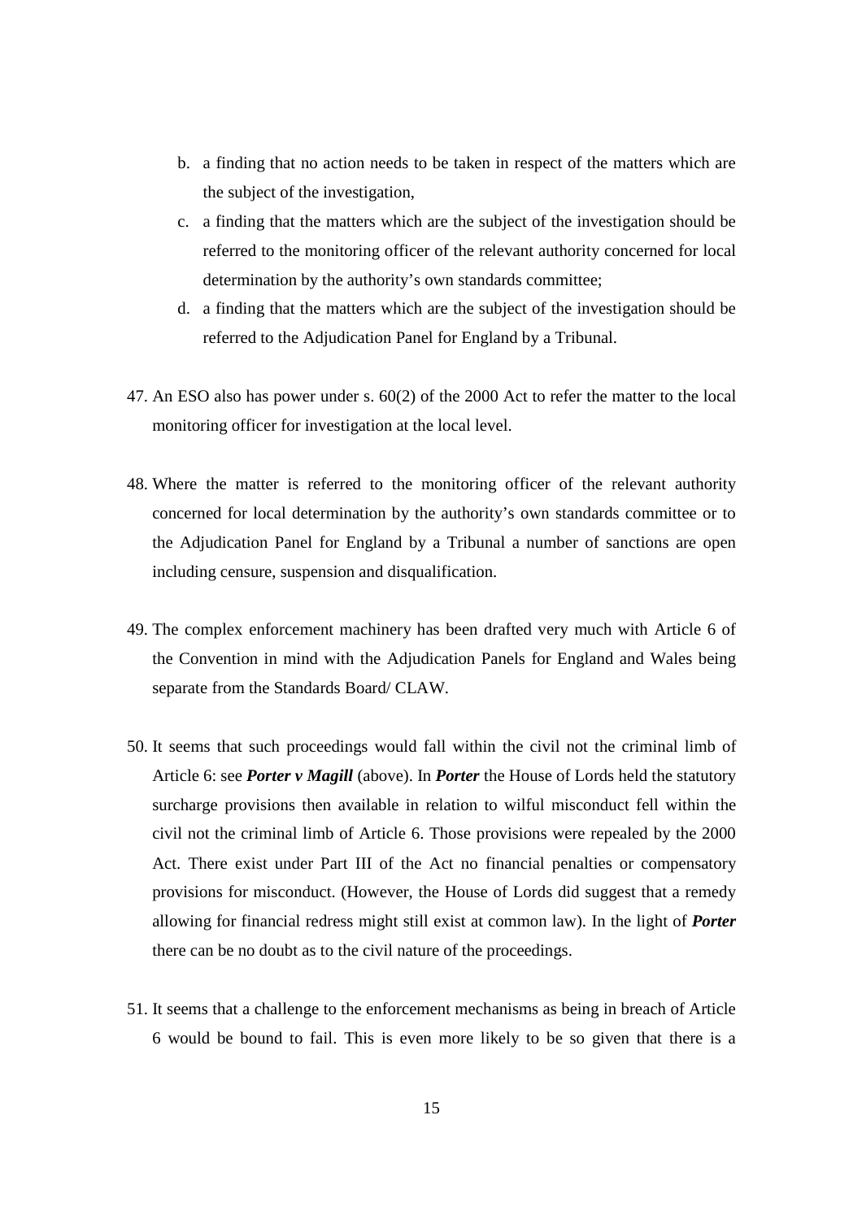b. a finding that no action needs to be taken in respect of the matters which are the subject of the investigation,

c. a finding that the matters which are the subject of the investigation should be referred to the monitoring officer of the relevant authority concerned for local determination by the authority's own standards committee;

d. a finding that the matters which are the subject of the investigation should be referred to the Adjudication Panel for England by a Tribunal.

47. An ESO also has power under s. 60(2) of the 2000 Act to refer the matter to the local monitoring officer for investigation at the local level.

48. Where the matter is referred to the monitoring officer of the relevant authority concerned for local determination by the authority's own standards committee or to the Adjudication Panel for England by a Tribunal a number of sanctions are open including censure, suspension and disqualification.

49. The complex enforcement machinery has been drafted very much with Article 6 of the Convention in mind with the Adjudication Panels for England and Wales being separate from the Standards Board/ CLAW.

50. It seems that such proceedings would fall within the civil not the criminal limb of Article 6: see ***Porter v Magill*** (above). In ***Porter*** the House of Lords held the statutory surcharge provisions then available in relation to wilful misconduct fell within the civil not the criminal limb of Article 6. Those provisions were repealed by the 2000 Act. There exist under Part III of the Act no financial penalties or compensatory provisions for misconduct. (However, the House of Lords did suggest that a remedy allowing for financial redress might still exist at common law). In the light of ***Porter*** there can be no doubt as to the civil nature of the proceedings.

51. It seems that a challenge to the enforcement mechanisms as being in breach of Article 6 would be bound to fail. This is even more likely to be so given that there is a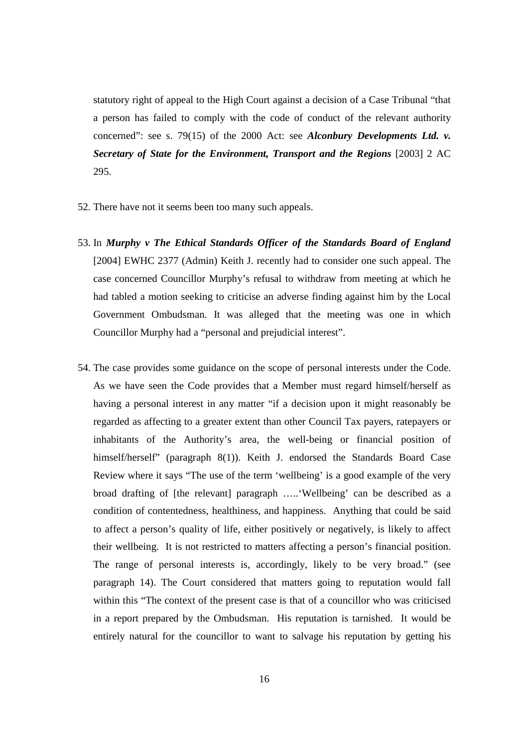statutory right of appeal to the High Court against a decision of a Case Tribunal "that a person has failed to comply with the code of conduct of the relevant authority concerned": see s. 79(15) of the 2000 Act: see ***Alconbury Developments Ltd. v. Secretary of State for the Environment, Transport and the Regions*** [2003] 2 AC 295.

52. There have not it seems been too many such appeals.

53. In ***Murphy v The Ethical Standards Officer of the Standards Board of England*** [2004] EWHC 2377 (Admin) Keith J. recently had to consider one such appeal. The case concerned Councillor Murphy's refusal to withdraw from meeting at which he had tabled a motion seeking to criticise an adverse finding against him by the Local Government Ombudsman. It was alleged that the meeting was one in which Councillor Murphy had a "personal and prejudicial interest".

54. The case provides some guidance on the scope of personal interests under the Code. As we have seen the Code provides that a Member must regard himself/herself as having a personal interest in any matter "if a decision upon it might reasonably be regarded as affecting to a greater extent than other Council Tax payers, ratepayers or inhabitants of the Authority's area, the well-being or financial position of himself/herself" (paragraph 8(1)). Keith J. endorsed the Standards Board Case Review where it says "The use of the term 'wellbeing' is a good example of the very broad drafting of [the relevant] paragraph …..'Wellbeing' can be described as a condition of contentedness, healthiness, and happiness. Anything that could be said to affect a person's quality of life, either positively or negatively, is likely to affect their wellbeing. It is not restricted to matters affecting a person's financial position. The range of personal interests is, accordingly, likely to be very broad." (see paragraph 14). The Court considered that matters going to reputation would fall within this "The context of the present case is that of a councillor who was criticised in a report prepared by the Ombudsman. His reputation is tarnished. It would be entirely natural for the councillor to want to salvage his reputation by getting his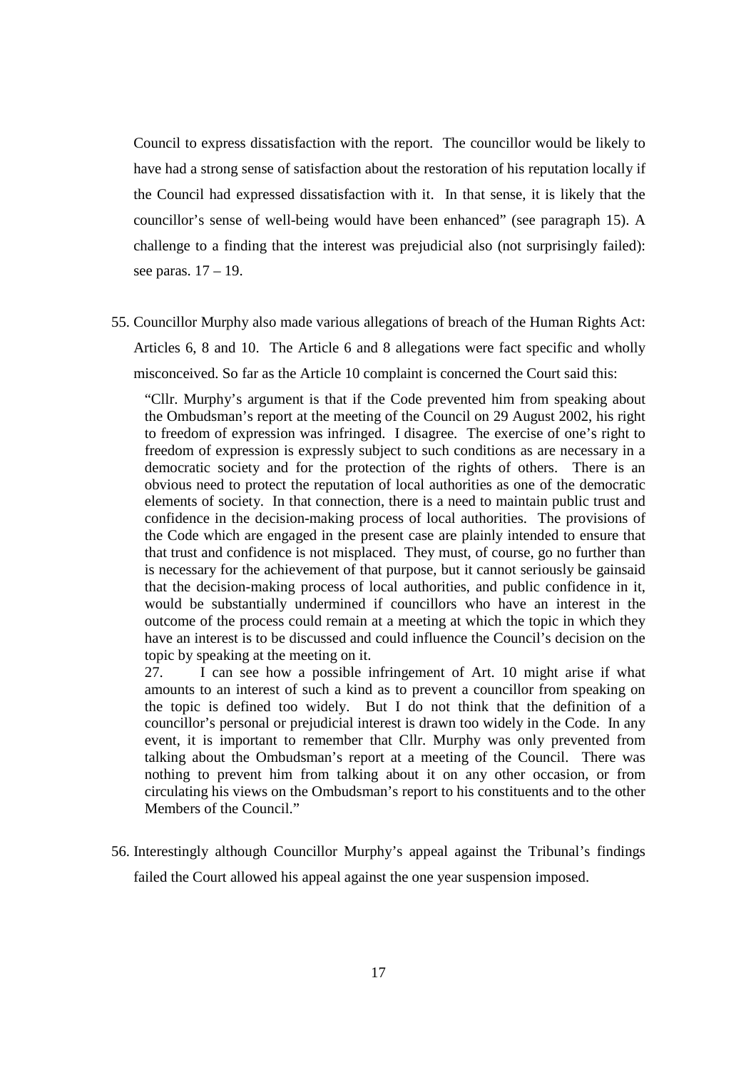Council to express dissatisfaction with the report. The councillor would be likely to have had a strong sense of satisfaction about the restoration of his reputation locally if the Council had expressed dissatisfaction with it. In that sense, it is likely that the councillor's sense of well-being would have been enhanced" (see paragraph 15). A challenge to a finding that the interest was prejudicial also (not surprisingly failed): see paras. 17 – 19.

55. Councillor Murphy also made various allegations of breach of the Human Rights Act: Articles 6, 8 and 10. The Article 6 and 8 allegations were fact specific and wholly misconceived. So far as the Article 10 complaint is concerned the Court said this:

> "Cllr. Murphy's argument is that if the Code prevented him from speaking about the Ombudsman's report at the meeting of the Council on 29 August 2002, his right to freedom of expression was infringed. I disagree. The exercise of one's right to freedom of expression is expressly subject to such conditions as are necessary in a democratic society and for the protection of the rights of others. There is an obvious need to protect the reputation of local authorities as one of the democratic elements of society. In that connection, there is a need to maintain public trust and confidence in the decision-making process of local authorities. The provisions of the Code which are engaged in the present case are plainly intended to ensure that that trust and confidence is not misplaced. They must, of course, go no further than is necessary for the achievement of that purpose, but it cannot seriously be gainsaid that the decision-making process of local authorities, and public confidence in it, would be substantially undermined if councillors who have an interest in the outcome of the process could remain at a meeting at which the topic in which they have an interest is to be discussed and could influence the Council's decision on the topic by speaking at the meeting on it.
>
> 27. I can see how a possible infringement of Art. 10 might arise if what amounts to an interest of such a kind as to prevent a councillor from speaking on the topic is defined too widely. But I do not think that the definition of a councillor's personal or prejudicial interest is drawn too widely in the Code. In any event, it is important to remember that Cllr. Murphy was only prevented from talking about the Ombudsman's report at a meeting of the Council. There was nothing to prevent him from talking about it on any other occasion, or from circulating his views on the Ombudsman's report to his constituents and to the other Members of the Council."

56. Interestingly although Councillor Murphy's appeal against the Tribunal's findings failed the Court allowed his appeal against the one year suspension imposed.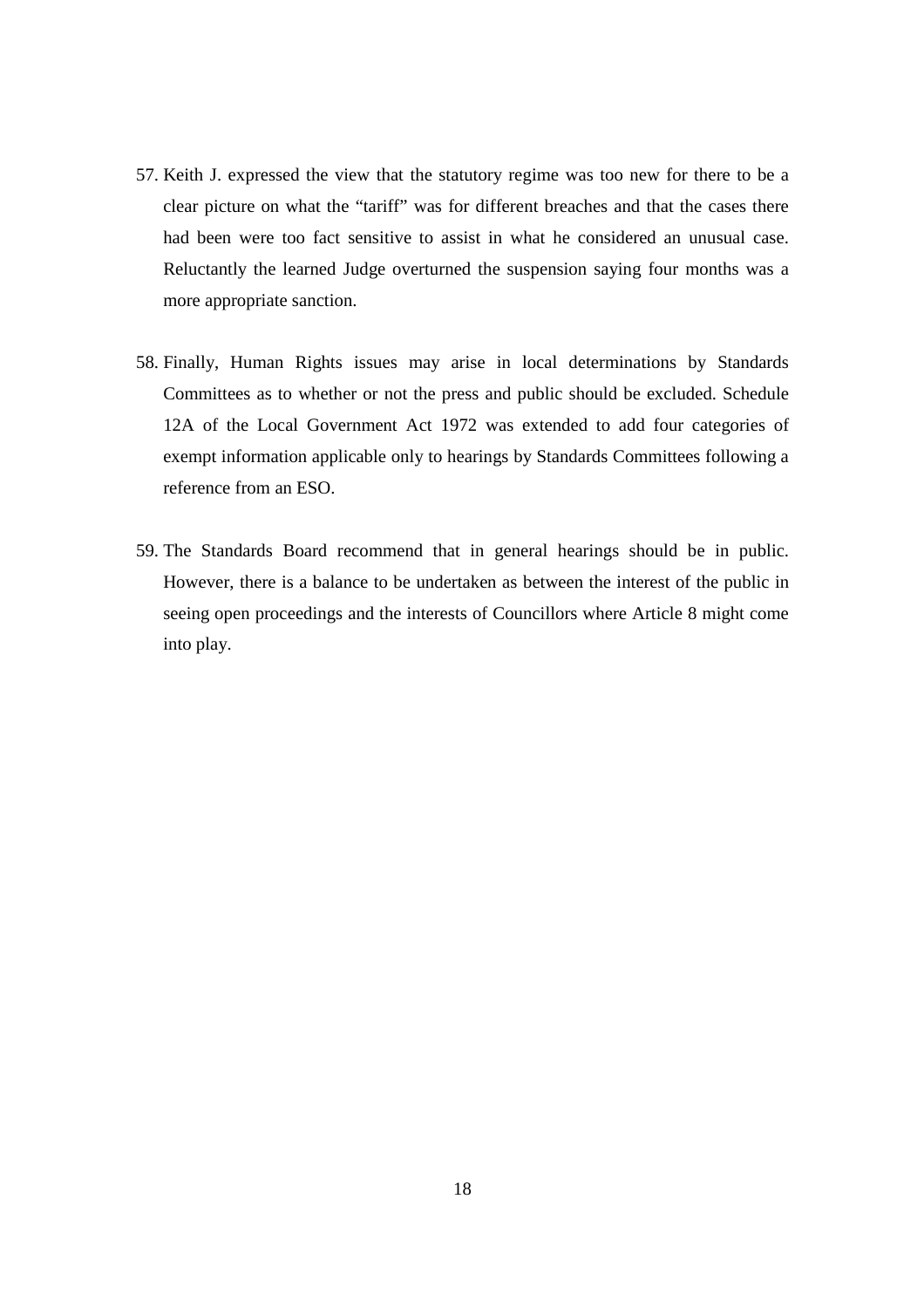57. Keith J. expressed the view that the statutory regime was too new for there to be a clear picture on what the "tariff" was for different breaches and that the cases there had been were too fact sensitive to assist in what he considered an unusual case. Reluctantly the learned Judge overturned the suspension saying four months was a more appropriate sanction.

58. Finally, Human Rights issues may arise in local determinations by Standards Committees as to whether or not the press and public should be excluded. Schedule 12A of the Local Government Act 1972 was extended to add four categories of exempt information applicable only to hearings by Standards Committees following a reference from an ESO.

59. The Standards Board recommend that in general hearings should be in public. However, there is a balance to be undertaken as between the interest of the public in seeing open proceedings and the interests of Councillors where Article 8 might come into play.